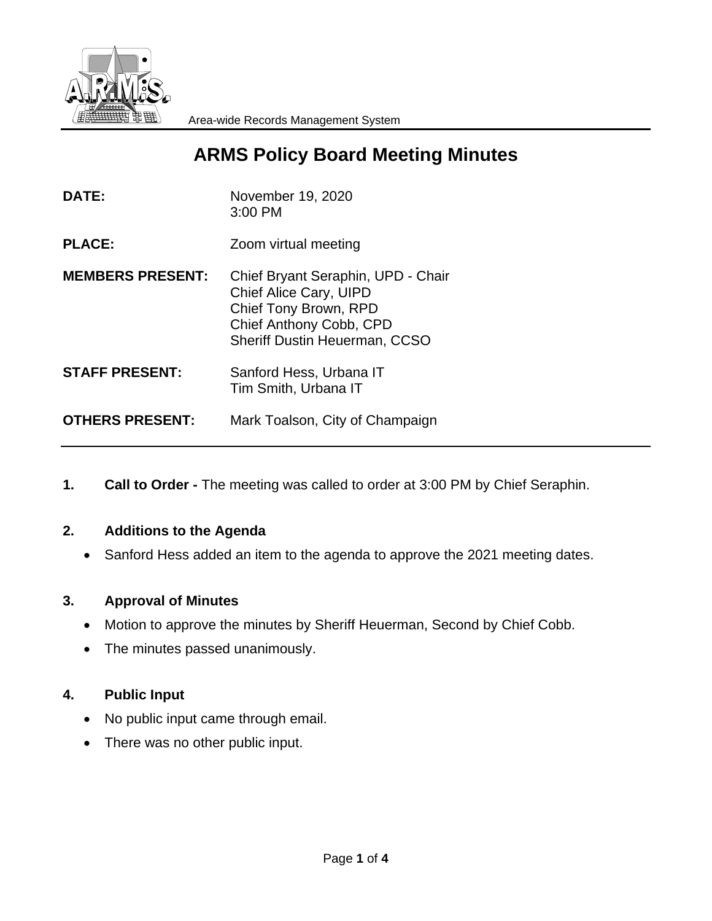Area-wide Records Management System

# ARMS Policy Board Meeting Minutes

**DATE:** November 19, 2020
3:00 PM

**PLACE:** Zoom virtual meeting

**MEMBERS PRESENT:** Chief Bryant Seraphin, UPD - Chair
Chief Alice Cary, UIPD
Chief Tony Brown, RPD
Chief Anthony Cobb, CPD
Sheriff Dustin Heuerman, CCSO

**STAFF PRESENT:** Sanford Hess, Urbana IT
Tim Smith, Urbana IT

**OTHERS PRESENT:** Mark Toalson, City of Champaign

---

1. **Call to Order -** The meeting was called to order at 3:00 PM by Chief Seraphin.

2. **Additions to the Agenda**
   - Sanford Hess added an item to the agenda to approve the 2021 meeting dates.

3. **Approval of Minutes**
   - Motion to approve the minutes by Sheriff Heuerman, Second by Chief Cobb.
   - The minutes passed unanimously.

4. **Public Input**
   - No public input came through email.
   - There was no other public input.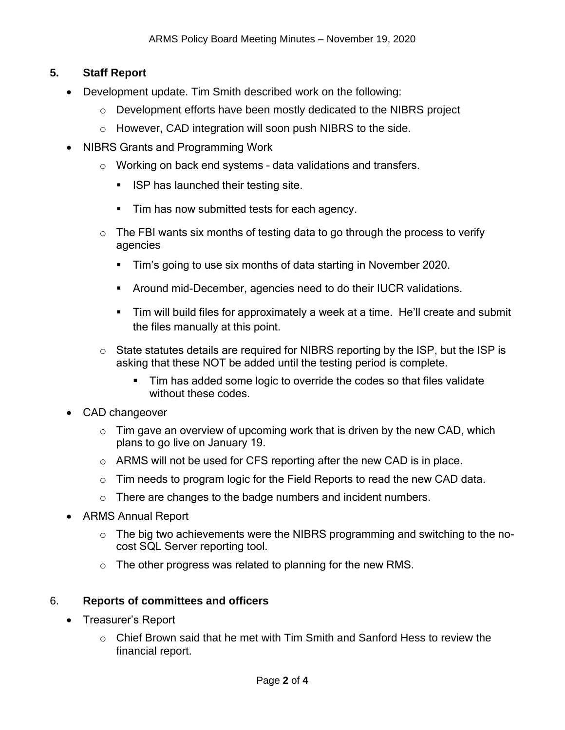## 5. Staff Report

- Development update. Tim Smith described work on the following:
  - Development efforts have been mostly dedicated to the NIBRS project
  - However, CAD integration will soon push NIBRS to the side.
- NIBRS Grants and Programming Work
  - Working on back end systems – data validations and transfers.
    - ISP has launched their testing site.
    - Tim has now submitted tests for each agency.
  - The FBI wants six months of testing data to go through the process to verify agencies
    - Tim's going to use six months of data starting in November 2020.
    - Around mid-December, agencies need to do their IUCR validations.
    - Tim will build files for approximately a week at a time. He'll create and submit the files manually at this point.
  - State statutes details are required for NIBRS reporting by the ISP, but the ISP is asking that these NOT be added until the testing period is complete.
    - Tim has added some logic to override the codes so that files validate without these codes.
- CAD changeover
  - Tim gave an overview of upcoming work that is driven by the new CAD, which plans to go live on January 19.
  - ARMS will not be used for CFS reporting after the new CAD is in place.
  - Tim needs to program logic for the Field Reports to read the new CAD data.
  - There are changes to the badge numbers and incident numbers.
- ARMS Annual Report
  - The big two achievements were the NIBRS programming and switching to the no-cost SQL Server reporting tool.
  - The other progress was related to planning for the new RMS.

## 6. Reports of committees and officers

- Treasurer's Report
  - Chief Brown said that he met with Tim Smith and Sanford Hess to review the financial report.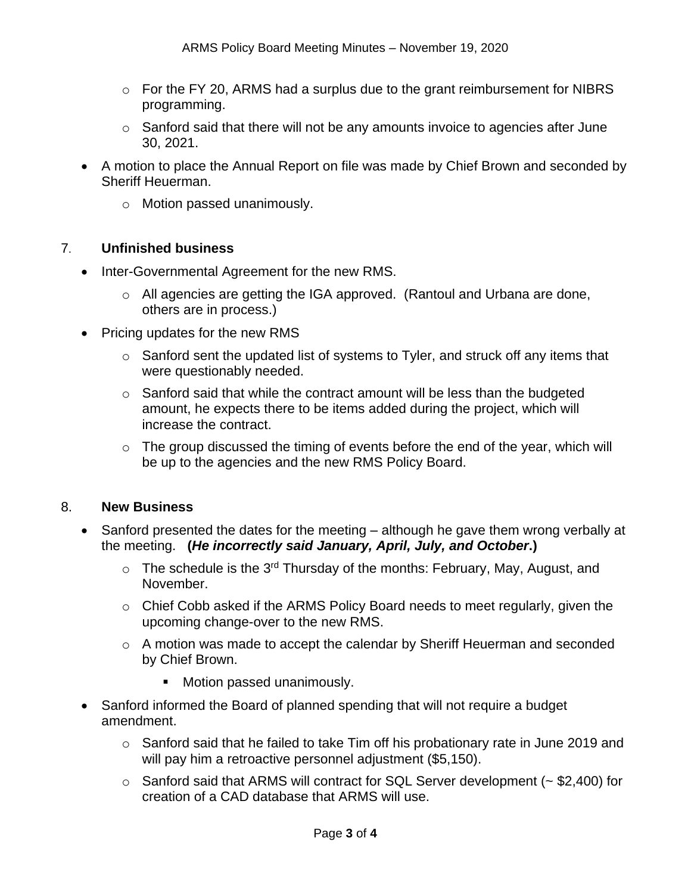- For the FY 20, ARMS had a surplus due to the grant reimbursement for NIBRS programming.
   - Sanford said that there will not be any amounts invoice to agencies after June 30, 2021.
- A motion to place the Annual Report on file was made by Chief Brown and seconded by Sheriff Heuerman.
   - Motion passed unanimously.

7. **Unfinished business**

- Inter-Governmental Agreement for the new RMS.
   - All agencies are getting the IGA approved. (Rantoul and Urbana are done, others are in process.)
- Pricing updates for the new RMS
   - Sanford sent the updated list of systems to Tyler, and struck off any items that were questionably needed.
   - Sanford said that while the contract amount will be less than the budgeted amount, he expects there to be items added during the project, which will increase the contract.
   - The group discussed the timing of events before the end of the year, which will be up to the agencies and the new RMS Policy Board.

8. **New Business**

- Sanford presented the dates for the meeting – although he gave them wrong verbally at the meeting. **(*He incorrectly said January, April, July, and October*.)**
   - The schedule is the 3rd Thursday of the months: February, May, August, and November.
   - Chief Cobb asked if the ARMS Policy Board needs to meet regularly, given the upcoming change-over to the new RMS.
   - A motion was made to accept the calendar by Sheriff Heuerman and seconded by Chief Brown.
      - Motion passed unanimously.
- Sanford informed the Board of planned spending that will not require a budget amendment.
   - Sanford said that he failed to take Tim off his probationary rate in June 2019 and will pay him a retroactive personnel adjustment ($5,150).
   - Sanford said that ARMS will contract for SQL Server development (~ $2,400) for creation of a CAD database that ARMS will use.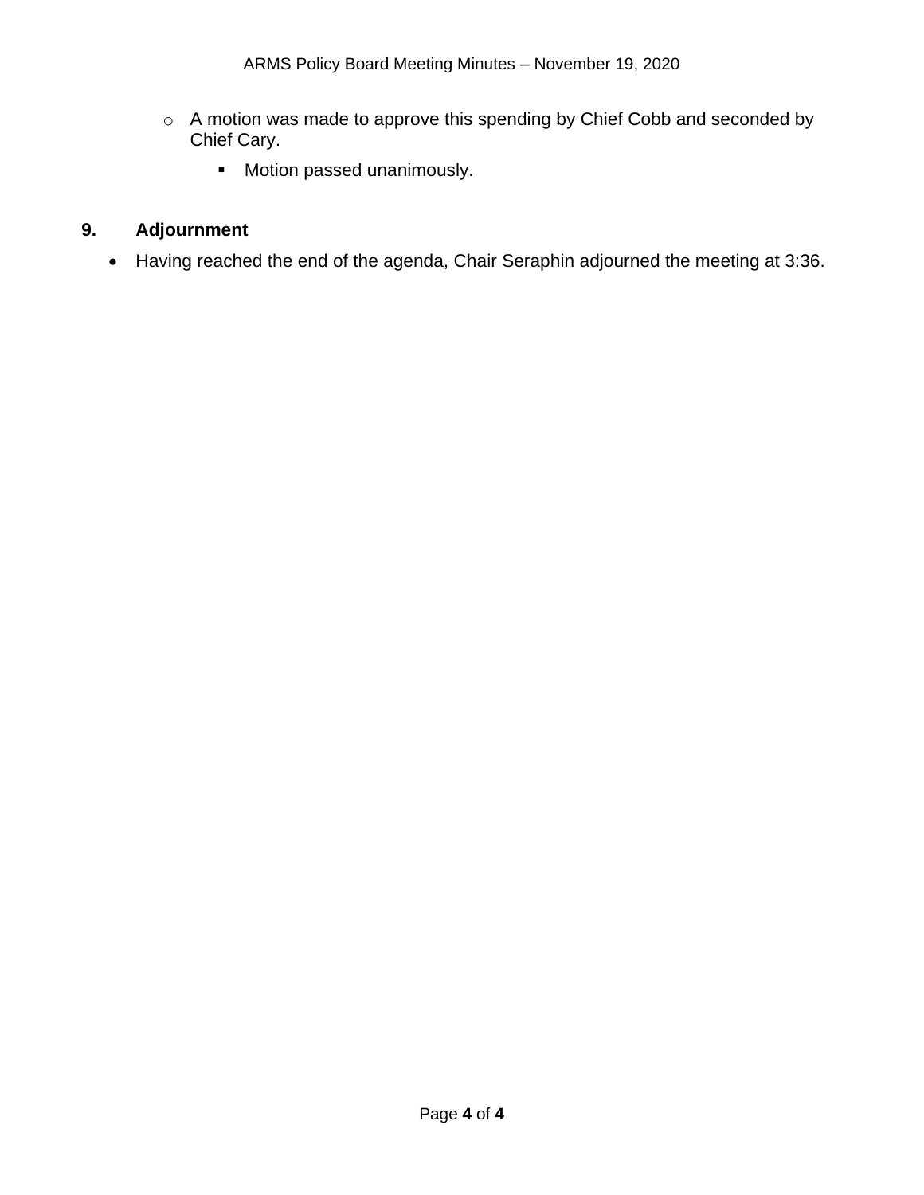- A motion was made to approve this spending by Chief Cobb and seconded by Chief Cary.
  - Motion passed unanimously.

## 9. Adjournment

- Having reached the end of the agenda, Chair Seraphin adjourned the meeting at 3:36.